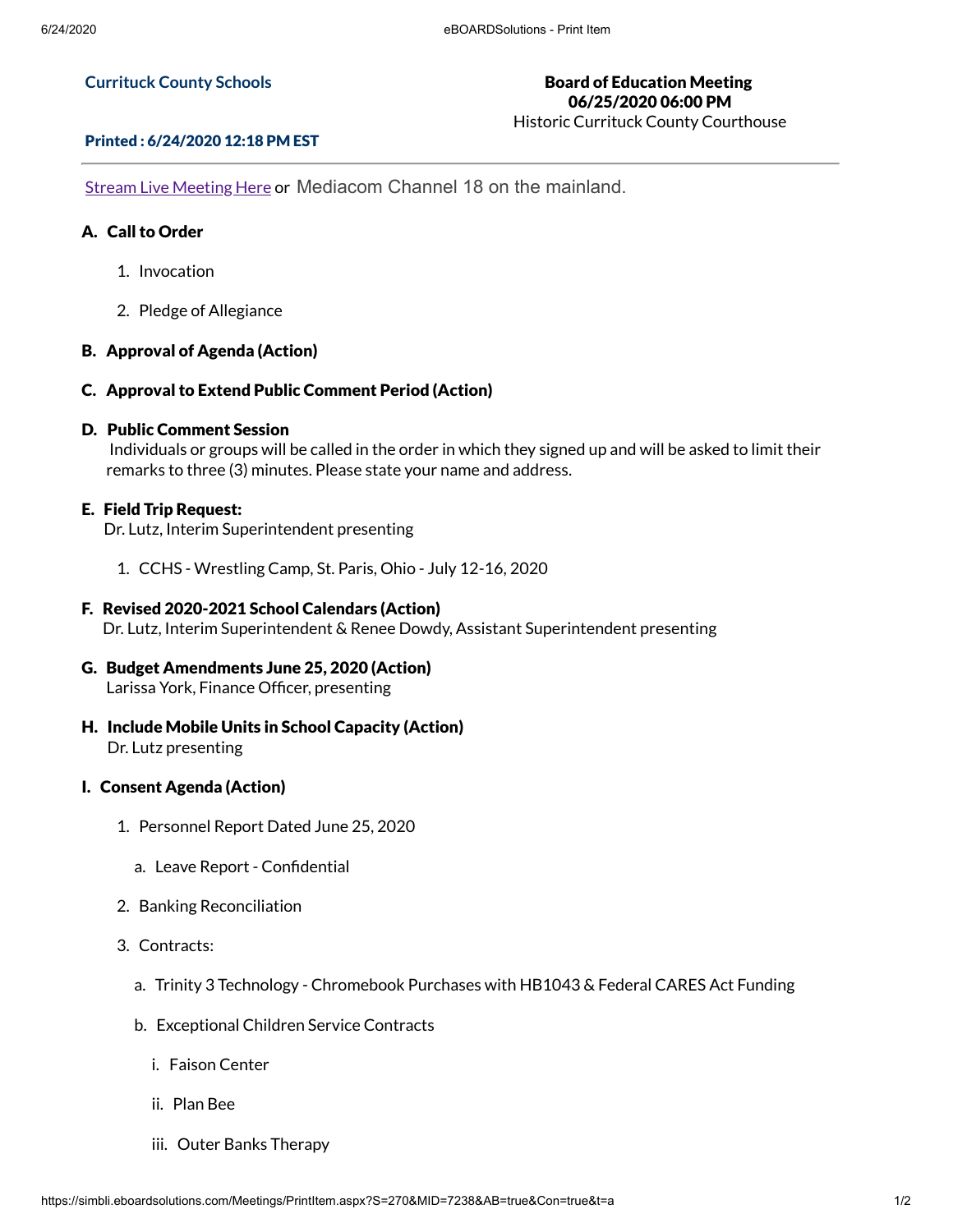**Currituck County Schools**

**Board of Education Meeting**
**06/25/2020 06:00 PM**
Historic Currituck County Courthouse

**Printed : 6/24/2020 12:18 PM EST**

---

Stream Live Meeting Here or Mediacom Channel 18 on the mainland.

## A. Call to Order

1. Invocation
2. Pledge of Allegiance

## B. Approval of Agenda (Action)

## C. Approval to Extend Public Comment Period (Action)

## D. Public Comment Session

Individuals or groups will be called in the order in which they signed up and will be asked to limit their remarks to three (3) minutes. Please state your name and address.

## E. Field Trip Request:

Dr. Lutz, Interim Superintendent presenting

1. CCHS - Wrestling Camp, St. Paris, Ohio - July 12-16, 2020

## F. Revised 2020-2021 School Calendars (Action)

Dr. Lutz, Interim Superintendent & Renee Dowdy, Assistant Superintendent presenting

## G. Budget Amendments June 25, 2020 (Action)

Larissa York, Finance Officer, presenting

## H. Include Mobile Units in School Capacity (Action)

Dr. Lutz presenting

## I. Consent Agenda (Action)

1. Personnel Report Dated June 25, 2020
   a. Leave Report - Confidential
2. Banking Reconciliation
3. Contracts:
   a. Trinity 3 Technology - Chromebook Purchases with HB1043 & Federal CARES Act Funding
   b. Exceptional Children Service Contracts
      i. Faison Center
      ii. Plan Bee
      iii. Outer Banks Therapy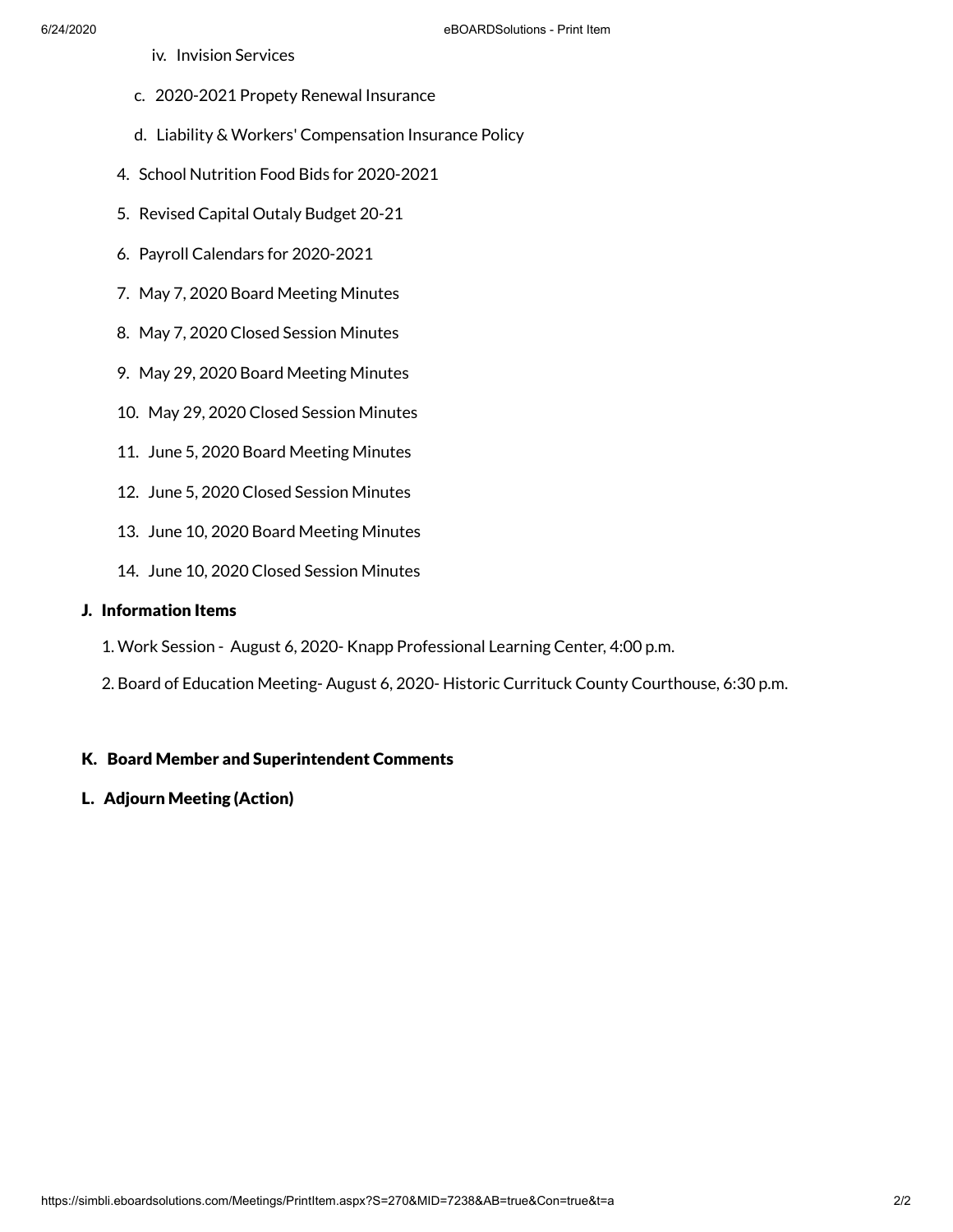iv. Invision Services

c. 2020-2021 Propety Renewal Insurance

d. Liability & Workers' Compensation Insurance Policy

4. School Nutrition Food Bids for 2020-2021

5. Revised Capital Outaly Budget 20-21

6. Payroll Calendars for 2020-2021

7. May 7, 2020 Board Meeting Minutes

8. May 7, 2020 Closed Session Minutes

9. May 29, 2020 Board Meeting Minutes

10. May 29, 2020 Closed Session Minutes

11. June 5, 2020 Board Meeting Minutes

12. June 5, 2020 Closed Session Minutes

13. June 10, 2020 Board Meeting Minutes

14. June 10, 2020 Closed Session Minutes

## J. Information Items

1. Work Session - August 6, 2020- Knapp Professional Learning Center, 4:00 p.m.

2. Board of Education Meeting- August 6, 2020- Historic Currituck County Courthouse, 6:30 p.m.

## K. Board Member and Superintendent Comments

## L. Adjourn Meeting (Action)